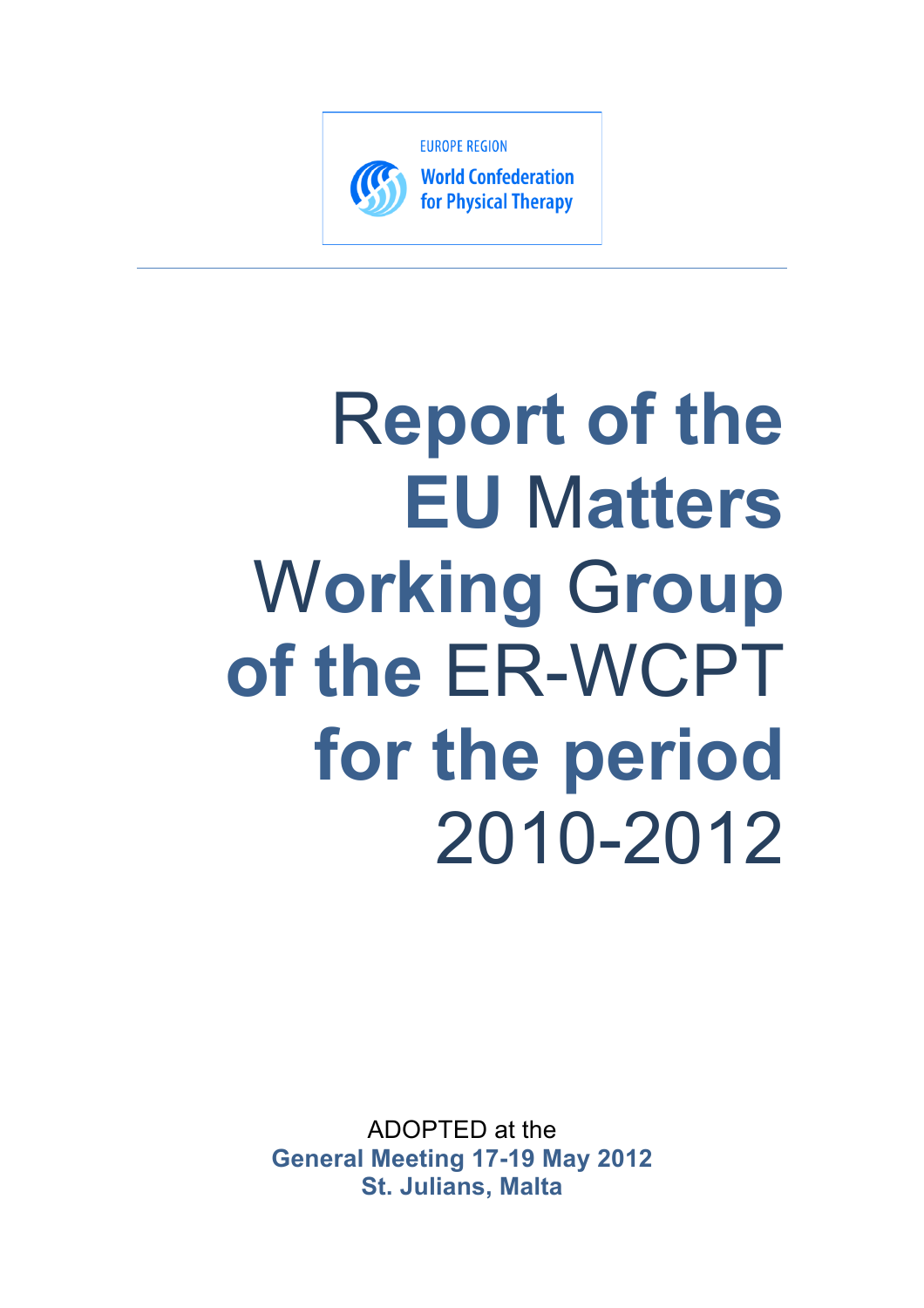EUROPE REGION

World Confederation for Physical Therapy

# Report of the EU Matters Working Group of the ER-WCPT for the period 2010-2012

ADOPTED at the

**General Meeting 17-19 May 2012**
**St. Julians, Malta**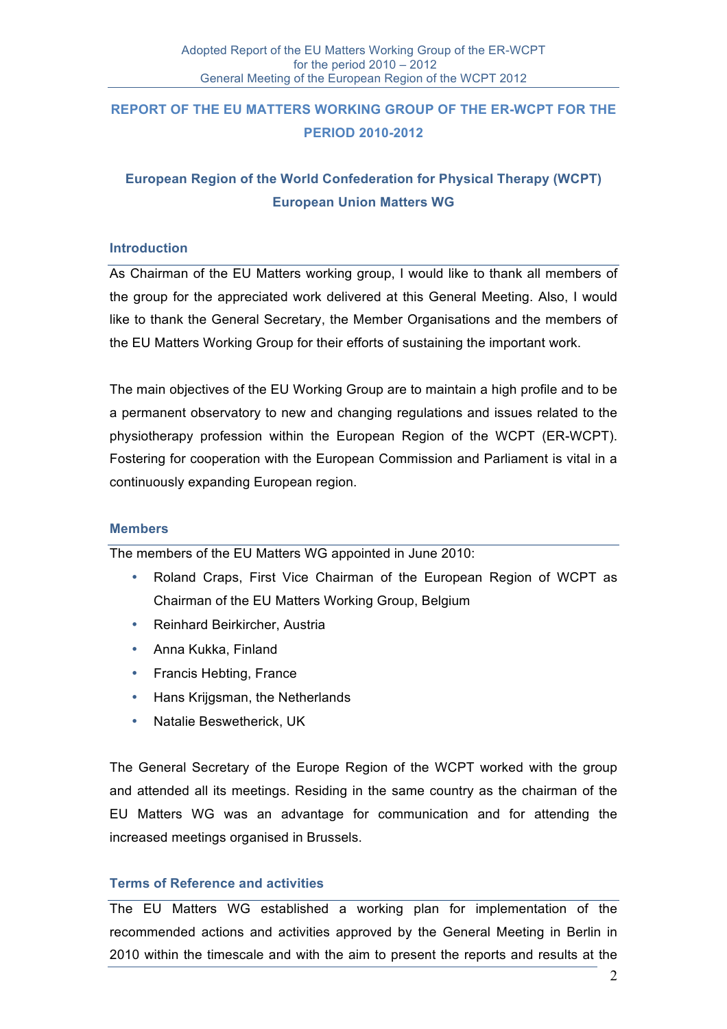## REPORT OF THE EU MATTERS WORKING GROUP OF THE ER-WCPT FOR THE PERIOD 2010-2012

### European Region of the World Confederation for Physical Therapy (WCPT) European Union Matters WG

### Introduction

As Chairman of the EU Matters working group, I would like to thank all members of the group for the appreciated work delivered at this General Meeting. Also, I would like to thank the General Secretary, the Member Organisations and the members of the EU Matters Working Group for their efforts of sustaining the important work.

The main objectives of the EU Working Group are to maintain a high profile and to be a permanent observatory to new and changing regulations and issues related to the physiotherapy profession within the European Region of the WCPT (ER-WCPT). Fostering for cooperation with the European Commission and Parliament is vital in a continuously expanding European region.

### Members

The members of the EU Matters WG appointed in June 2010:

- Roland Craps, First Vice Chairman of the European Region of WCPT as Chairman of the EU Matters Working Group, Belgium
- Reinhard Beirkircher, Austria
- Anna Kukka, Finland
- Francis Hebting, France
- Hans Krijgsman, the Netherlands
- Natalie Beswetherick, UK

The General Secretary of the Europe Region of the WCPT worked with the group and attended all its meetings. Residing in the same country as the chairman of the EU Matters WG was an advantage for communication and for attending the increased meetings organised in Brussels.

### Terms of Reference and activities

The EU Matters WG established a working plan for implementation of the recommended actions and activities approved by the General Meeting in Berlin in 2010 within the timescale and with the aim to present the reports and results at the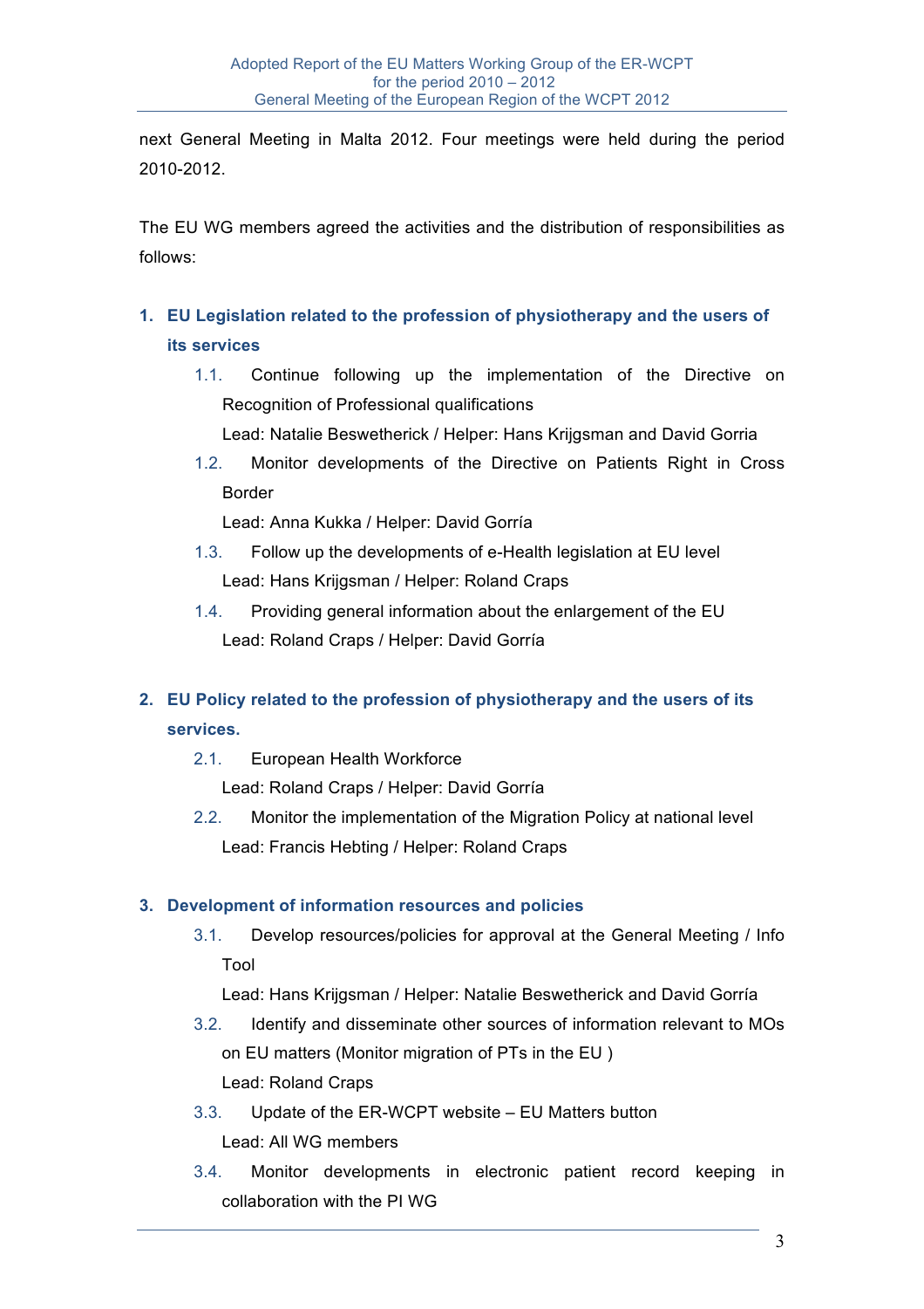next General Meeting in Malta 2012. Four meetings were held during the period 2010-2012.

The EU WG members agreed the activities and the distribution of responsibilities as follows:

1. **EU Legislation related to the profession of physiotherapy and the users of its services**
   1.1. Continue following up the implementation of the Directive on Recognition of Professional qualifications
   Lead: Natalie Beswetherick / Helper: Hans Krijgsman and David Gorria
   1.2. Monitor developments of the Directive on Patients Right in Cross Border
   Lead: Anna Kukka / Helper: David Gorría
   1.3. Follow up the developments of e-Health legislation at EU level
   Lead: Hans Krijgsman / Helper: Roland Craps
   1.4. Providing general information about the enlargement of the EU
   Lead: Roland Craps / Helper: David Gorría

2. **EU Policy related to the profession of physiotherapy and the users of its services.**
   2.1. European Health Workforce
   Lead: Roland Craps / Helper: David Gorría
   2.2. Monitor the implementation of the Migration Policy at national level
   Lead: Francis Hebting / Helper: Roland Craps

3. **Development of information resources and policies**
   3.1. Develop resources/policies for approval at the General Meeting / Info Tool
   Lead: Hans Krijgsman / Helper: Natalie Beswetherick and David Gorría
   3.2. Identify and disseminate other sources of information relevant to MOs on EU matters (Monitor migration of PTs in the EU )
   Lead: Roland Craps
   3.3. Update of the ER-WCPT website – EU Matters button
   Lead: All WG members
   3.4. Monitor developments in electronic patient record keeping in collaboration with the PI WG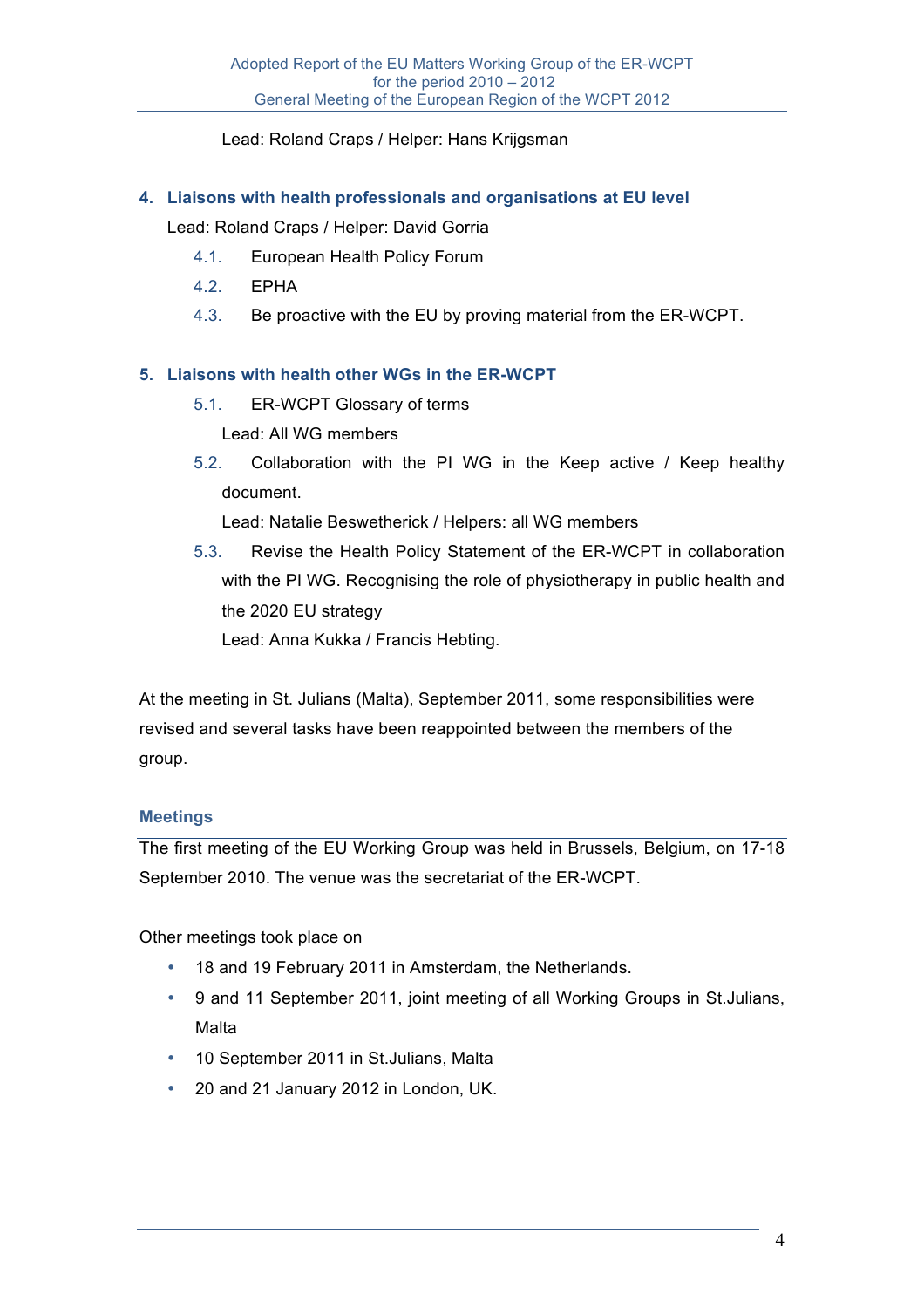Lead: Roland Craps / Helper: Hans Krijgsman

### 4. Liaisons with health professionals and organisations at EU level

Lead: Roland Craps / Helper: David Gorria

- 4.1. European Health Policy Forum
- 4.2. EPHA
- 4.3. Be proactive with the EU by proving material from the ER-WCPT.

### 5. Liaisons with health other WGs in the ER-WCPT

- 5.1. ER-WCPT Glossary of terms

  Lead: All WG members
- 5.2. Collaboration with the PI WG in the Keep active / Keep healthy document.

  Lead: Natalie Beswetherick / Helpers: all WG members
- 5.3. Revise the Health Policy Statement of the ER-WCPT in collaboration with the PI WG. Recognising the role of physiotherapy in public health and the 2020 EU strategy

  Lead: Anna Kukka / Francis Hebting.

At the meeting in St. Julians (Malta), September 2011, some responsibilities were revised and several tasks have been reappointed between the members of the group.

## Meetings

The first meeting of the EU Working Group was held in Brussels, Belgium, on 17-18 September 2010. The venue was the secretariat of the ER-WCPT.

Other meetings took place on

- 18 and 19 February 2011 in Amsterdam, the Netherlands.
- 9 and 11 September 2011, joint meeting of all Working Groups in St.Julians, Malta
- 10 September 2011 in St.Julians, Malta
- 20 and 21 January 2012 in London, UK.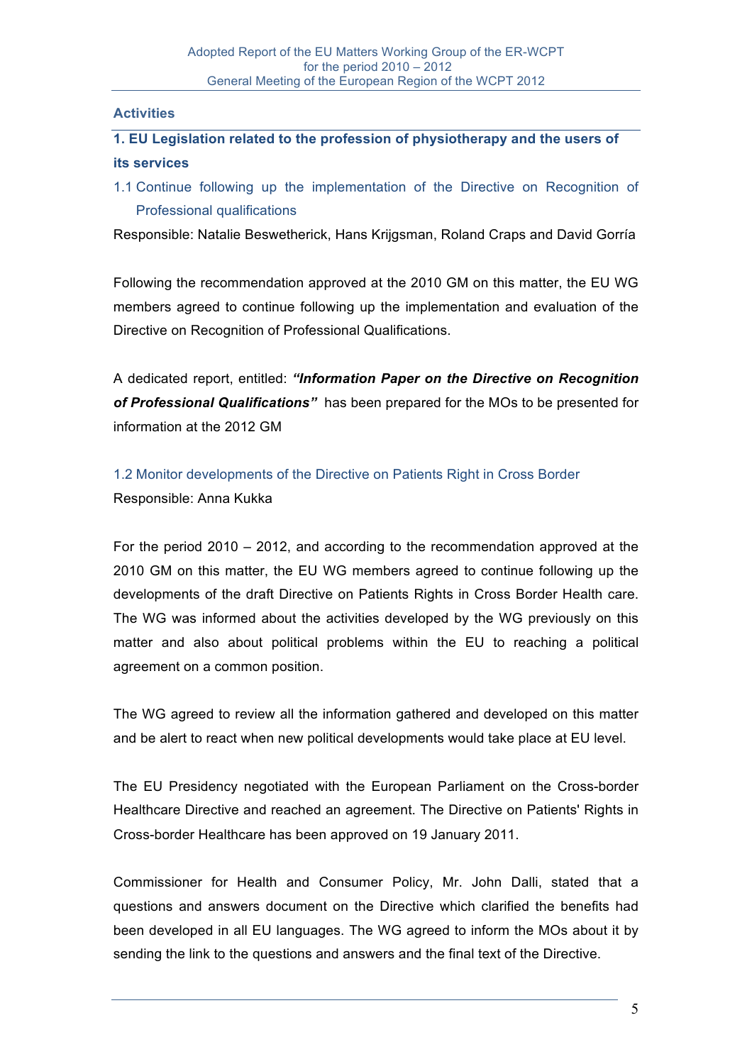## Activities

### 1. EU Legislation related to the profession of physiotherapy and the users of its services

#### 1.1 Continue following up the implementation of the Directive on Recognition of Professional qualifications

Responsible: Natalie Beswetherick, Hans Krijgsman, Roland Craps and David Gorría

Following the recommendation approved at the 2010 GM on this matter, the EU WG members agreed to continue following up the implementation and evaluation of the Directive on Recognition of Professional Qualifications.

A dedicated report, entitled: ***"Information Paper on the Directive on Recognition of Professional Qualifications"*** has been prepared for the MOs to be presented for information at the 2012 GM

#### 1.2 Monitor developments of the Directive on Patients Right in Cross Border

Responsible: Anna Kukka

For the period 2010 – 2012, and according to the recommendation approved at the 2010 GM on this matter, the EU WG members agreed to continue following up the developments of the draft Directive on Patients Rights in Cross Border Health care. The WG was informed about the activities developed by the WG previously on this matter and also about political problems within the EU to reaching a political agreement on a common position.

The WG agreed to review all the information gathered and developed on this matter and be alert to react when new political developments would take place at EU level.

The EU Presidency negotiated with the European Parliament on the Cross-border Healthcare Directive and reached an agreement. The Directive on Patients' Rights in Cross-border Healthcare has been approved on 19 January 2011.

Commissioner for Health and Consumer Policy, Mr. John Dalli, stated that a questions and answers document on the Directive which clarified the benefits had been developed in all EU languages. The WG agreed to inform the MOs about it by sending the link to the questions and answers and the final text of the Directive.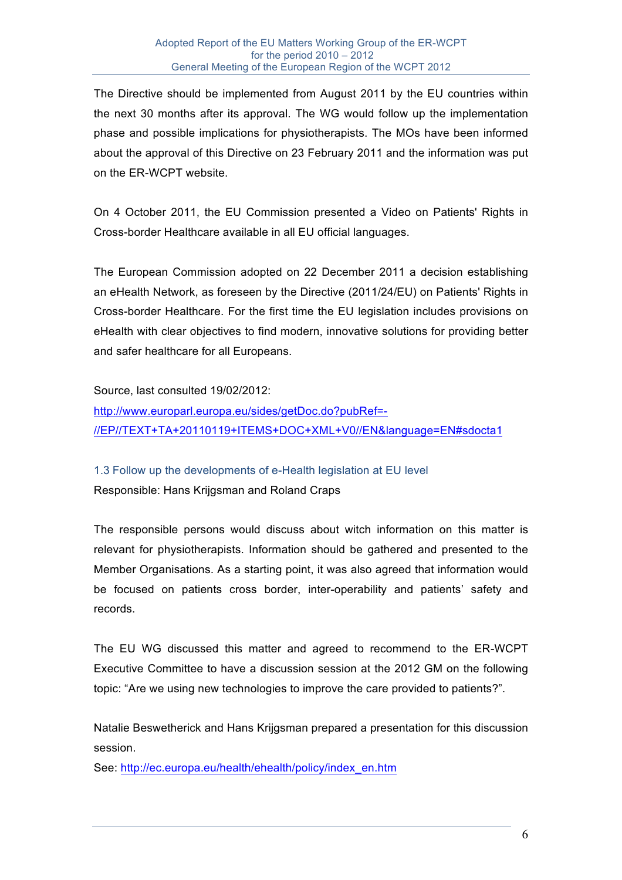The Directive should be implemented from August 2011 by the EU countries within the next 30 months after its approval. The WG would follow up the implementation phase and possible implications for physiotherapists. The MOs have been informed about the approval of this Directive on 23 February 2011 and the information was put on the ER-WCPT website.

On 4 October 2011, the EU Commission presented a Video on Patients' Rights in Cross-border Healthcare available in all EU official languages.

The European Commission adopted on 22 December 2011 a decision establishing an eHealth Network, as foreseen by the Directive (2011/24/EU) on Patients' Rights in Cross-border Healthcare. For the first time the EU legislation includes provisions on eHealth with clear objectives to find modern, innovative solutions for providing better and safer healthcare for all Europeans.

Source, last consulted 19/02/2012:
http://www.europarl.europa.eu/sides/getDoc.do?pubRef=-//EP//TEXT+TA+20110119+ITEMS+DOC+XML+V0//EN&language=EN#sdocta1

### 1.3 Follow up the developments of e-Health legislation at EU level

Responsible: Hans Krijgsman and Roland Craps

The responsible persons would discuss about witch information on this matter is relevant for physiotherapists. Information should be gathered and presented to the Member Organisations. As a starting point, it was also agreed that information would be focused on patients cross border, inter-operability and patients' safety and records.

The EU WG discussed this matter and agreed to recommend to the ER-WCPT Executive Committee to have a discussion session at the 2012 GM on the following topic: "Are we using new technologies to improve the care provided to patients?".

Natalie Beswetherick and Hans Krijgsman prepared a presentation for this discussion session.
See: http://ec.europa.eu/health/ehealth/policy/index_en.htm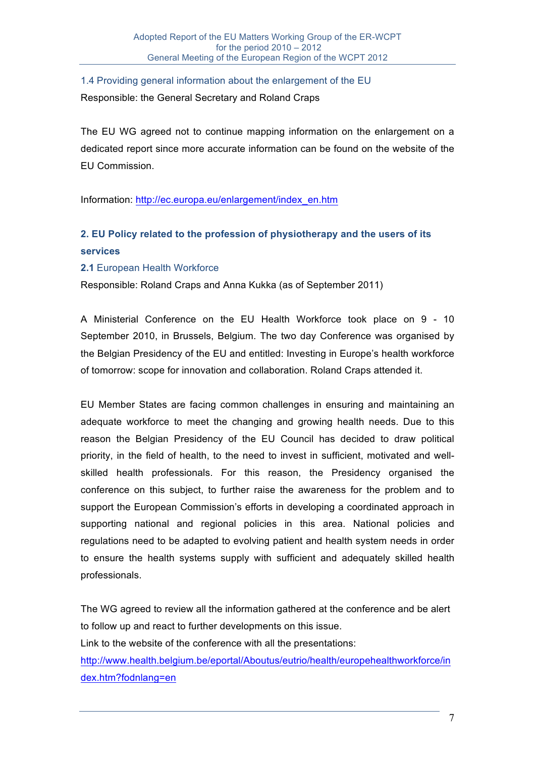### 1.4 Providing general information about the enlargement of the EU

Responsible: the General Secretary and Roland Craps

The EU WG agreed not to continue mapping information on the enlargement on a dedicated report since more accurate information can be found on the website of the EU Commission.

Information: http://ec.europa.eu/enlargement/index_en.htm

## 2. EU Policy related to the profession of physiotherapy and the users of its services

### 2.1 European Health Workforce

Responsible: Roland Craps and Anna Kukka (as of September 2011)

A Ministerial Conference on the EU Health Workforce took place on 9 - 10 September 2010, in Brussels, Belgium. The two day Conference was organised by the Belgian Presidency of the EU and entitled: Investing in Europe's health workforce of tomorrow: scope for innovation and collaboration. Roland Craps attended it.

EU Member States are facing common challenges in ensuring and maintaining an adequate workforce to meet the changing and growing health needs. Due to this reason the Belgian Presidency of the EU Council has decided to draw political priority, in the field of health, to the need to invest in sufficient, motivated and well-skilled health professionals. For this reason, the Presidency organised the conference on this subject, to further raise the awareness for the problem and to support the European Commission's efforts in developing a coordinated approach in supporting national and regional policies in this area. National policies and regulations need to be adapted to evolving patient and health system needs in order to ensure the health systems supply with sufficient and adequately skilled health professionals.

The WG agreed to review all the information gathered at the conference and be alert to follow up and react to further developments on this issue.

Link to the website of the conference with all the presentations:
http://www.health.belgium.be/eportal/Aboutus/eutrio/health/europehealthworkforce/index.htm?fodnlang=en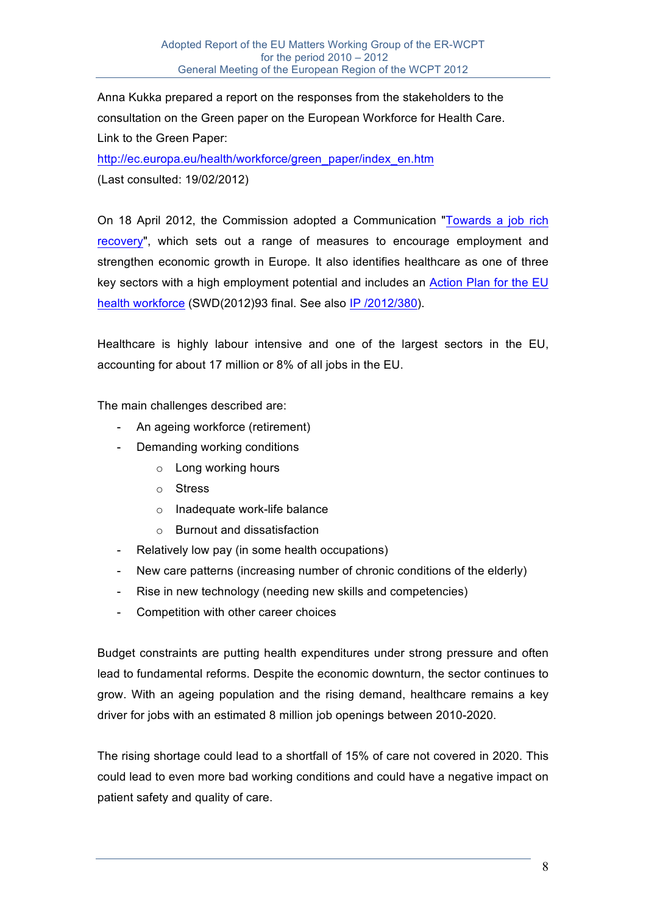Anna Kukka prepared a report on the responses from the stakeholders to the consultation on the Green paper on the European Workforce for Health Care.
Link to the Green Paper:
http://ec.europa.eu/health/workforce/green_paper/index_en.htm
(Last consulted: 19/02/2012)

On 18 April 2012, the Commission adopted a Communication "Towards a job rich recovery", which sets out a range of measures to encourage employment and strengthen economic growth in Europe. It also identifies healthcare as one of three key sectors with a high employment potential and includes an Action Plan for the EU health workforce (SWD(2012)93 final. See also IP /2012/380).

Healthcare is highly labour intensive and one of the largest sectors in the EU, accounting for about 17 million or 8% of all jobs in the EU.

The main challenges described are:

- An ageing workforce (retirement)
- Demanding working conditions
    - Long working hours
    - Stress
    - Inadequate work-life balance
    - Burnout and dissatisfaction
- Relatively low pay (in some health occupations)
- New care patterns (increasing number of chronic conditions of the elderly)
- Rise in new technology (needing new skills and competencies)
- Competition with other career choices

Budget constraints are putting health expenditures under strong pressure and often lead to fundamental reforms. Despite the economic downturn, the sector continues to grow. With an ageing population and the rising demand, healthcare remains a key driver for jobs with an estimated 8 million job openings between 2010-2020.

The rising shortage could lead to a shortfall of 15% of care not covered in 2020. This could lead to even more bad working conditions and could have a negative impact on patient safety and quality of care.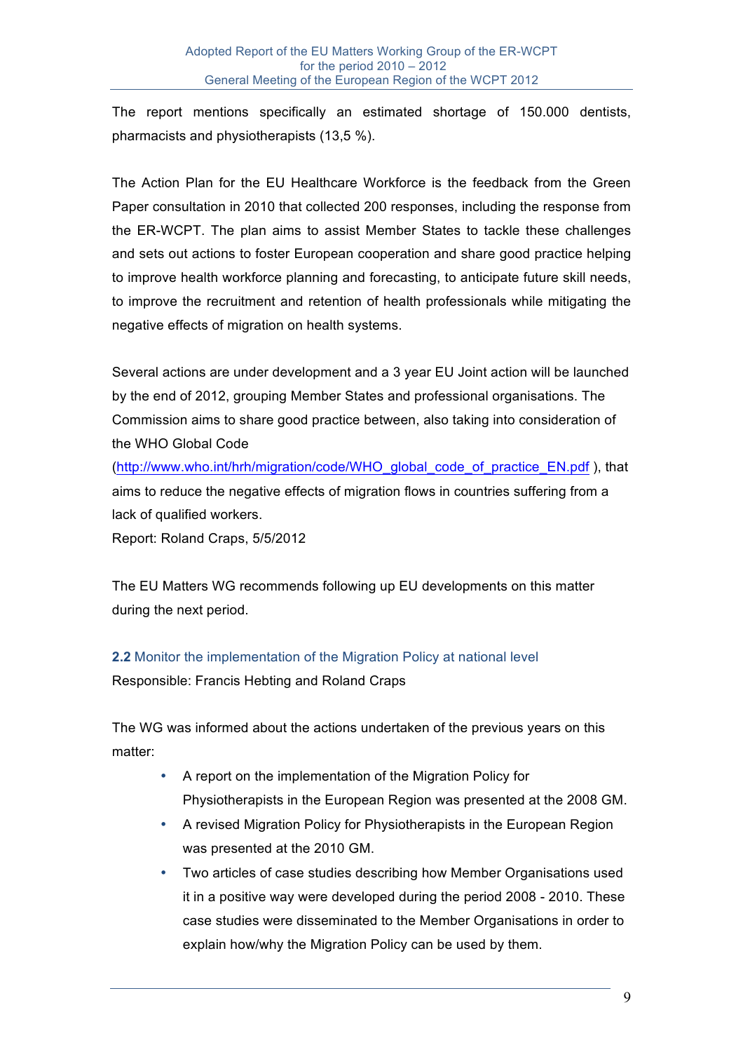The report mentions specifically an estimated shortage of 150.000 dentists, pharmacists and physiotherapists (13,5 %).

The Action Plan for the EU Healthcare Workforce is the feedback from the Green Paper consultation in 2010 that collected 200 responses, including the response from the ER-WCPT. The plan aims to assist Member States to tackle these challenges and sets out actions to foster European cooperation and share good practice helping to improve health workforce planning and forecasting, to anticipate future skill needs, to improve the recruitment and retention of health professionals while mitigating the negative effects of migration on health systems.

Several actions are under development and a 3 year EU Joint action will be launched by the end of 2012, grouping Member States and professional organisations. The Commission aims to share good practice between, also taking into consideration of the WHO Global Code (http://www.who.int/hrh/migration/code/WHO_global_code_of_practice_EN.pdf ), that aims to reduce the negative effects of migration flows in countries suffering from a lack of qualified workers.
Report: Roland Craps, 5/5/2012

The EU Matters WG recommends following up EU developments on this matter during the next period.

### 2.2 Monitor the implementation of the Migration Policy at national level

Responsible: Francis Hebting and Roland Craps

The WG was informed about the actions undertaken of the previous years on this matter:

- A report on the implementation of the Migration Policy for Physiotherapists in the European Region was presented at the 2008 GM.
- A revised Migration Policy for Physiotherapists in the European Region was presented at the 2010 GM.
- Two articles of case studies describing how Member Organisations used it in a positive way were developed during the period 2008 - 2010. These case studies were disseminated to the Member Organisations in order to explain how/why the Migration Policy can be used by them.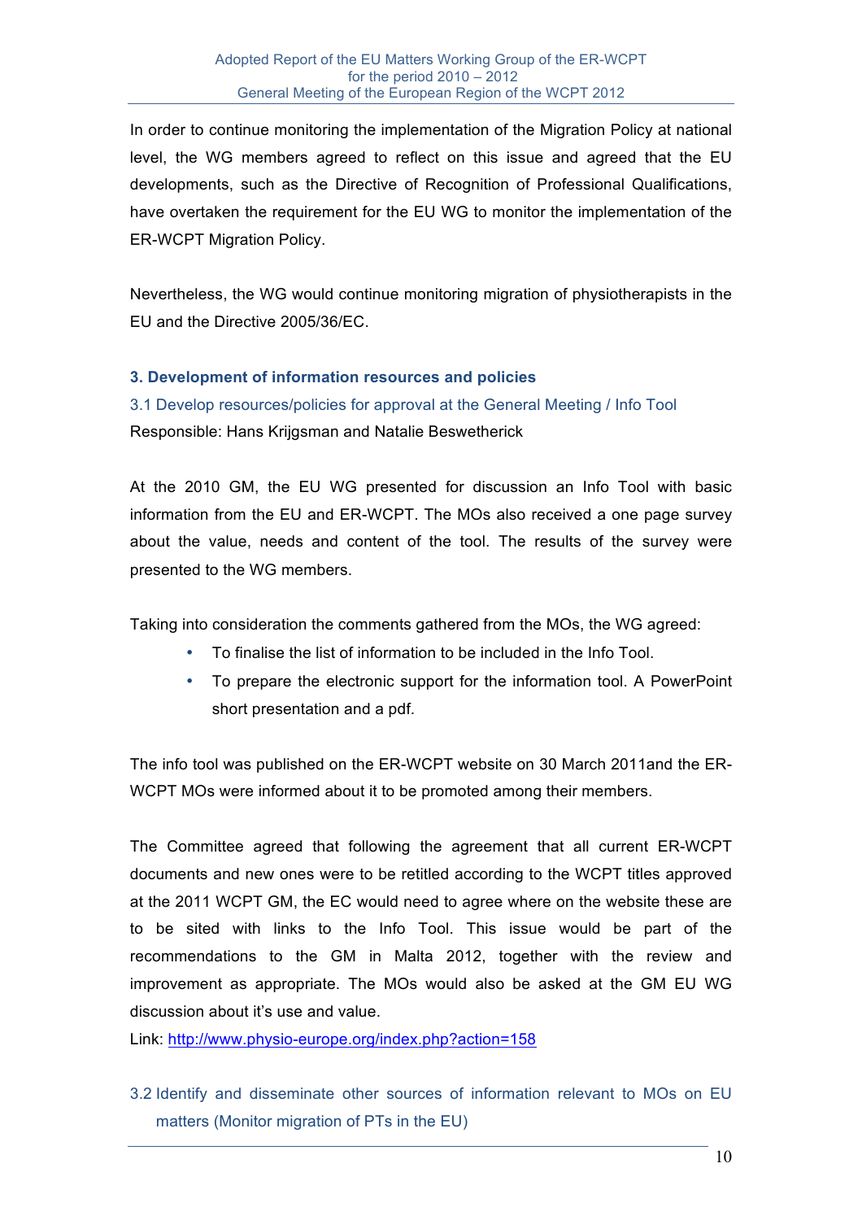In order to continue monitoring the implementation of the Migration Policy at national level, the WG members agreed to reflect on this issue and agreed that the EU developments, such as the Directive of Recognition of Professional Qualifications, have overtaken the requirement for the EU WG to monitor the implementation of the ER-WCPT Migration Policy.

Nevertheless, the WG would continue monitoring migration of physiotherapists in the EU and the Directive 2005/36/EC.

## 3. Development of information resources and policies

### 3.1 Develop resources/policies for approval at the General Meeting / Info Tool

Responsible: Hans Krijgsman and Natalie Beswetherick

At the 2010 GM, the EU WG presented for discussion an Info Tool with basic information from the EU and ER-WCPT. The MOs also received a one page survey about the value, needs and content of the tool. The results of the survey were presented to the WG members.

Taking into consideration the comments gathered from the MOs, the WG agreed:

- To finalise the list of information to be included in the Info Tool.
- To prepare the electronic support for the information tool. A PowerPoint short presentation and a pdf.

The info tool was published on the ER-WCPT website on 30 March 2011and the ER-WCPT MOs were informed about it to be promoted among their members.

The Committee agreed that following the agreement that all current ER-WCPT documents and new ones were to be retitled according to the WCPT titles approved at the 2011 WCPT GM, the EC would need to agree where on the website these are to be sited with links to the Info Tool. This issue would be part of the recommendations to the GM in Malta 2012, together with the review and improvement as appropriate. The MOs would also be asked at the GM EU WG discussion about it's use and value.

Link: http://www.physio-europe.org/index.php?action=158

### 3.2 Identify and disseminate other sources of information relevant to MOs on EU matters (Monitor migration of PTs in the EU)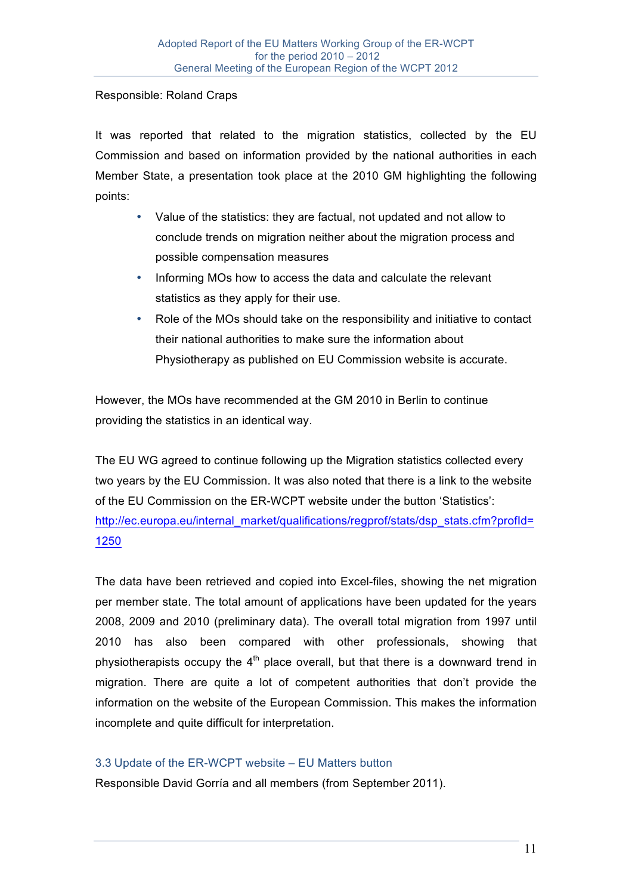Responsible: Roland Craps

It was reported that related to the migration statistics, collected by the EU Commission and based on information provided by the national authorities in each Member State, a presentation took place at the 2010 GM highlighting the following points:

- Value of the statistics: they are factual, not updated and not allow to conclude trends on migration neither about the migration process and possible compensation measures
- Informing MOs how to access the data and calculate the relevant statistics as they apply for their use.
- Role of the MOs should take on the responsibility and initiative to contact their national authorities to make sure the information about Physiotherapy as published on EU Commission website is accurate.

However, the MOs have recommended at the GM 2010 in Berlin to continue providing the statistics in an identical way.

The EU WG agreed to continue following up the Migration statistics collected every two years by the EU Commission. It was also noted that there is a link to the website of the EU Commission on the ER-WCPT website under the button 'Statistics': http://ec.europa.eu/internal_market/qualifications/regprof/stats/dsp_stats.cfm?profId=1250

The data have been retrieved and copied into Excel-files, showing the net migration per member state. The total amount of applications have been updated for the years 2008, 2009 and 2010 (preliminary data). The overall total migration from 1997 until 2010 has also been compared with other professionals, showing that physiotherapists occupy the 4th place overall, but that there is a downward trend in migration. There are quite a lot of competent authorities that don't provide the information on the website of the European Commission. This makes the information incomplete and quite difficult for interpretation.

### 3.3 Update of the ER-WCPT website – EU Matters button

Responsible David Gorría and all members (from September 2011).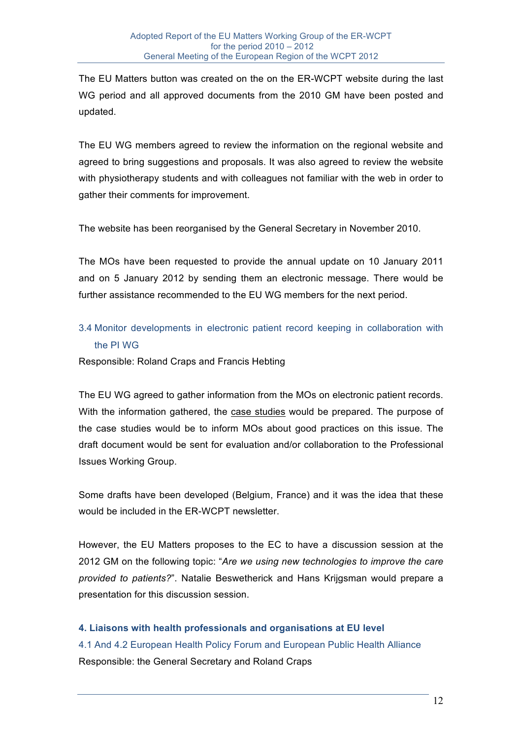The EU Matters button was created on the on the ER-WCPT website during the last WG period and all approved documents from the 2010 GM have been posted and updated.

The EU WG members agreed to review the information on the regional website and agreed to bring suggestions and proposals. It was also agreed to review the website with physiotherapy students and with colleagues not familiar with the web in order to gather their comments for improvement.

The website has been reorganised by the General Secretary in November 2010.

The MOs have been requested to provide the annual update on 10 January 2011 and on 5 January 2012 by sending them an electronic message. There would be further assistance recommended to the EU WG members for the next period.

### 3.4 Monitor developments in electronic patient record keeping in collaboration with the PI WG

Responsible: Roland Craps and Francis Hebting

The EU WG agreed to gather information from the MOs on electronic patient records. With the information gathered, the case studies would be prepared. The purpose of the case studies would be to inform MOs about good practices on this issue. The draft document would be sent for evaluation and/or collaboration to the Professional Issues Working Group.

Some drafts have been developed (Belgium, France) and it was the idea that these would be included in the ER-WCPT newsletter.

However, the EU Matters proposes to the EC to have a discussion session at the 2012 GM on the following topic: "*Are we using new technologies to improve the care provided to patients?*". Natalie Beswetherick and Hans Krijgsman would prepare a presentation for this discussion session.

## 4. Liaisons with health professionals and organisations at EU level

### 4.1 And 4.2 European Health Policy Forum and European Public Health Alliance

Responsible: the General Secretary and Roland Craps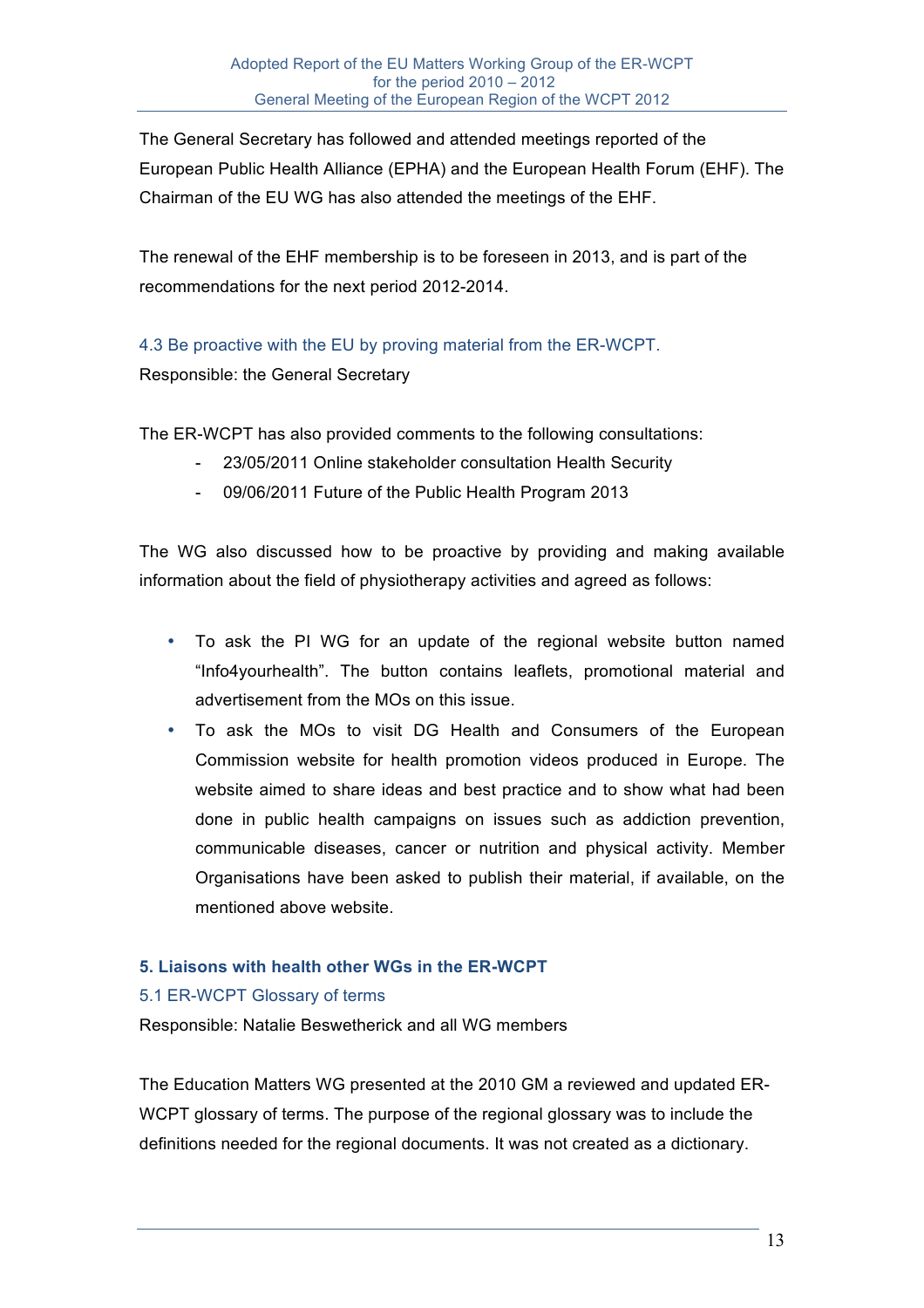The General Secretary has followed and attended meetings reported of the European Public Health Alliance (EPHA) and the European Health Forum (EHF). The Chairman of the EU WG has also attended the meetings of the EHF.

The renewal of the EHF membership is to be foreseen in 2013, and is part of the recommendations for the next period 2012-2014.

### 4.3 Be proactive with the EU by proving material from the ER-WCPT.

Responsible: the General Secretary

The ER-WCPT has also provided comments to the following consultations:

- 23/05/2011 Online stakeholder consultation Health Security
- 09/06/2011 Future of the Public Health Program 2013

The WG also discussed how to be proactive by providing and making available information about the field of physiotherapy activities and agreed as follows:

- To ask the PI WG for an update of the regional website button named "Info4yourhealth". The button contains leaflets, promotional material and advertisement from the MOs on this issue.
- To ask the MOs to visit DG Health and Consumers of the European Commission website for health promotion videos produced in Europe. The website aimed to share ideas and best practice and to show what had been done in public health campaigns on issues such as addiction prevention, communicable diseases, cancer or nutrition and physical activity. Member Organisations have been asked to publish their material, if available, on the mentioned above website.

## 5. Liaisons with health other WGs in the ER-WCPT

### 5.1 ER-WCPT Glossary of terms

Responsible: Natalie Beswetherick and all WG members

The Education Matters WG presented at the 2010 GM a reviewed and updated ER-WCPT glossary of terms. The purpose of the regional glossary was to include the definitions needed for the regional documents. It was not created as a dictionary.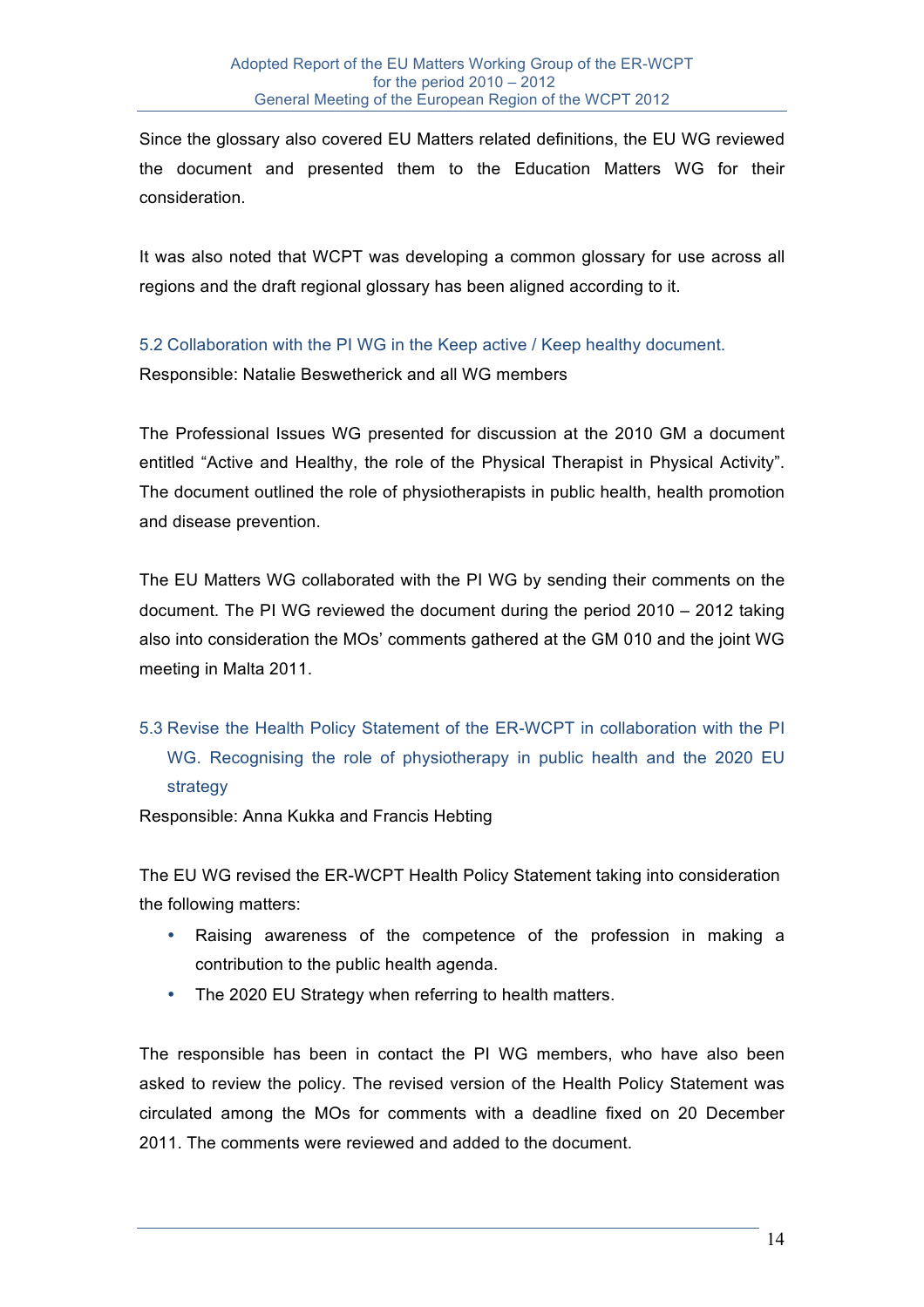Since the glossary also covered EU Matters related definitions, the EU WG reviewed the document and presented them to the Education Matters WG for their consideration.

It was also noted that WCPT was developing a common glossary for use across all regions and the draft regional glossary has been aligned according to it.

### 5.2 Collaboration with the PI WG in the Keep active / Keep healthy document.

Responsible: Natalie Beswetherick and all WG members

The Professional Issues WG presented for discussion at the 2010 GM a document entitled "Active and Healthy, the role of the Physical Therapist in Physical Activity". The document outlined the role of physiotherapists in public health, health promotion and disease prevention.

The EU Matters WG collaborated with the PI WG by sending their comments on the document. The PI WG reviewed the document during the period 2010 – 2012 taking also into consideration the MOs' comments gathered at the GM 010 and the joint WG meeting in Malta 2011.

### 5.3 Revise the Health Policy Statement of the ER-WCPT in collaboration with the PI WG. Recognising the role of physiotherapy in public health and the 2020 EU strategy

Responsible: Anna Kukka and Francis Hebting

The EU WG revised the ER-WCPT Health Policy Statement taking into consideration the following matters:

- Raising awareness of the competence of the profession in making a contribution to the public health agenda.
- The 2020 EU Strategy when referring to health matters.

The responsible has been in contact the PI WG members, who have also been asked to review the policy. The revised version of the Health Policy Statement was circulated among the MOs for comments with a deadline fixed on 20 December 2011. The comments were reviewed and added to the document.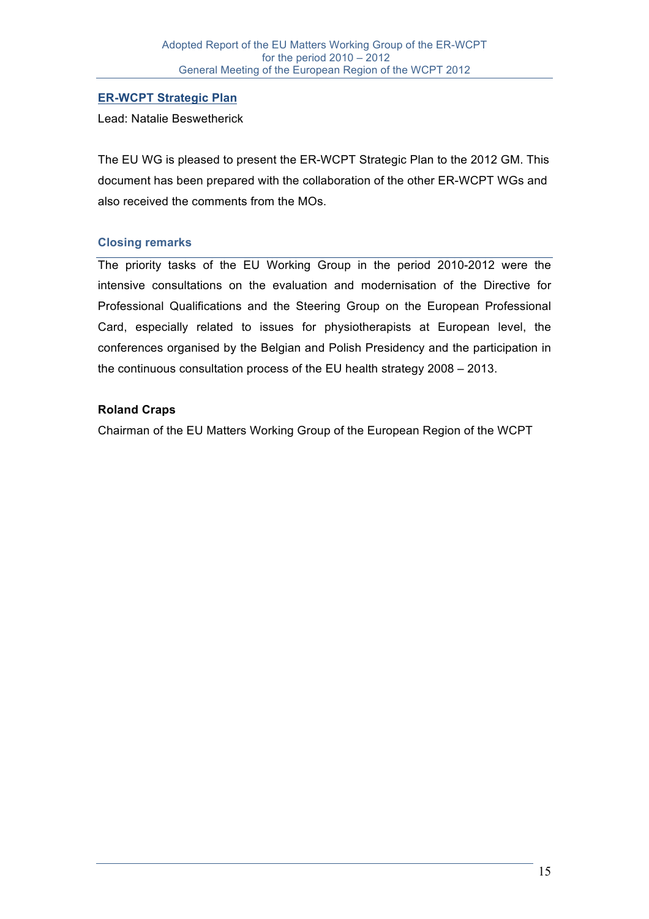### ER-WCPT Strategic Plan

Lead: Natalie Beswetherick

The EU WG is pleased to present the ER-WCPT Strategic Plan to the 2012 GM. This document has been prepared with the collaboration of the other ER-WCPT WGs and also received the comments from the MOs.

### Closing remarks

The priority tasks of the EU Working Group in the period 2010-2012 were the intensive consultations on the evaluation and modernisation of the Directive for Professional Qualifications and the Steering Group on the European Professional Card, especially related to issues for physiotherapists at European level, the conferences organised by the Belgian and Polish Presidency and the participation in the continuous consultation process of the EU health strategy 2008 – 2013.

**Roland Craps**

Chairman of the EU Matters Working Group of the European Region of the WCPT